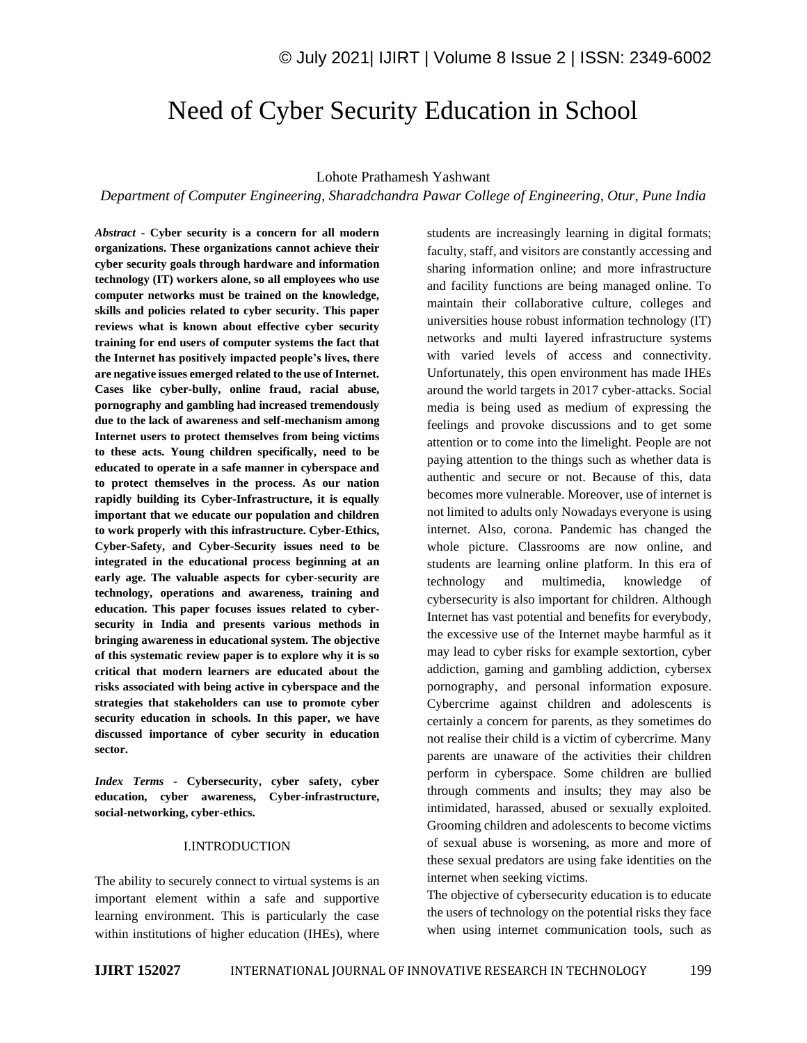# Need of Cyber Security Education in School

Lohote Prathamesh Yashwant

*Department of Computer Engineering, Sharadchandra Pawar College of Engineering, Otur, Pune India*

***Abstract* - Cyber security is a concern for all modern organizations. These organizations cannot achieve their cyber security goals through hardware and information technology (IT) workers alone, so all employees who use computer networks must be trained on the knowledge, skills and policies related to cyber security. This paper reviews what is known about effective cyber security training for end users of computer systems the fact that the Internet has positively impacted people's lives, there are negative issues emerged related to the use of Internet. Cases like cyber-bully, online fraud, racial abuse, pornography and gambling had increased tremendously due to the lack of awareness and self-mechanism among Internet users to protect themselves from being victims to these acts. Young children specifically, need to be educated to operate in a safe manner in cyberspace and to protect themselves in the process. As our nation rapidly building its Cyber-Infrastructure, it is equally important that we educate our population and children to work properly with this infrastructure. Cyber-Ethics, Cyber-Safety, and Cyber-Security issues need to be integrated in the educational process beginning at an early age. The valuable aspects for cyber-security are technology, operations and awareness, training and education. This paper focuses issues related to cyber-security in India and presents various methods in bringing awareness in educational system. The objective of this systematic review paper is to explore why it is so critical that modern learners are educated about the risks associated with being active in cyberspace and the strategies that stakeholders can use to promote cyber security education in schools. In this paper, we have discussed importance of cyber security in education sector.**

***Index Terms* - Cybersecurity, cyber safety, cyber education, cyber awareness, Cyber-infrastructure, social-networking, cyber-ethics.**

## I.INTRODUCTION

The ability to securely connect to virtual systems is an important element within a safe and supportive learning environment. This is particularly the case within institutions of higher education (IHEs), where students are increasingly learning in digital formats; faculty, staff, and visitors are constantly accessing and sharing information online; and more infrastructure and facility functions are being managed online. To maintain their collaborative culture, colleges and universities house robust information technology (IT) networks and multi layered infrastructure systems with varied levels of access and connectivity. Unfortunately, this open environment has made IHEs around the world targets in 2017 cyber-attacks. Social media is being used as medium of expressing the feelings and provoke discussions and to get some attention or to come into the limelight. People are not paying attention to the things such as whether data is authentic and secure or not. Because of this, data becomes more vulnerable. Moreover, use of internet is not limited to adults only Nowadays everyone is using internet. Also, corona. Pandemic has changed the whole picture. Classrooms are now online, and students are learning online platform. In this era of technology and multimedia, knowledge of cybersecurity is also important for children. Although Internet has vast potential and benefits for everybody, the excessive use of the Internet maybe harmful as it may lead to cyber risks for example sextortion, cyber addiction, gaming and gambling addiction, cybersex pornography, and personal information exposure. Cybercrime against children and adolescents is certainly a concern for parents, as they sometimes do not realise their child is a victim of cybercrime. Many parents are unaware of the activities their children perform in cyberspace. Some children are bullied through comments and insults; they may also be intimidated, harassed, abused or sexually exploited. Grooming children and adolescents to become victims of sexual abuse is worsening, as more and more of these sexual predators are using fake identities on the internet when seeking victims.

The objective of cybersecurity education is to educate the users of technology on the potential risks they face when using internet communication tools, such as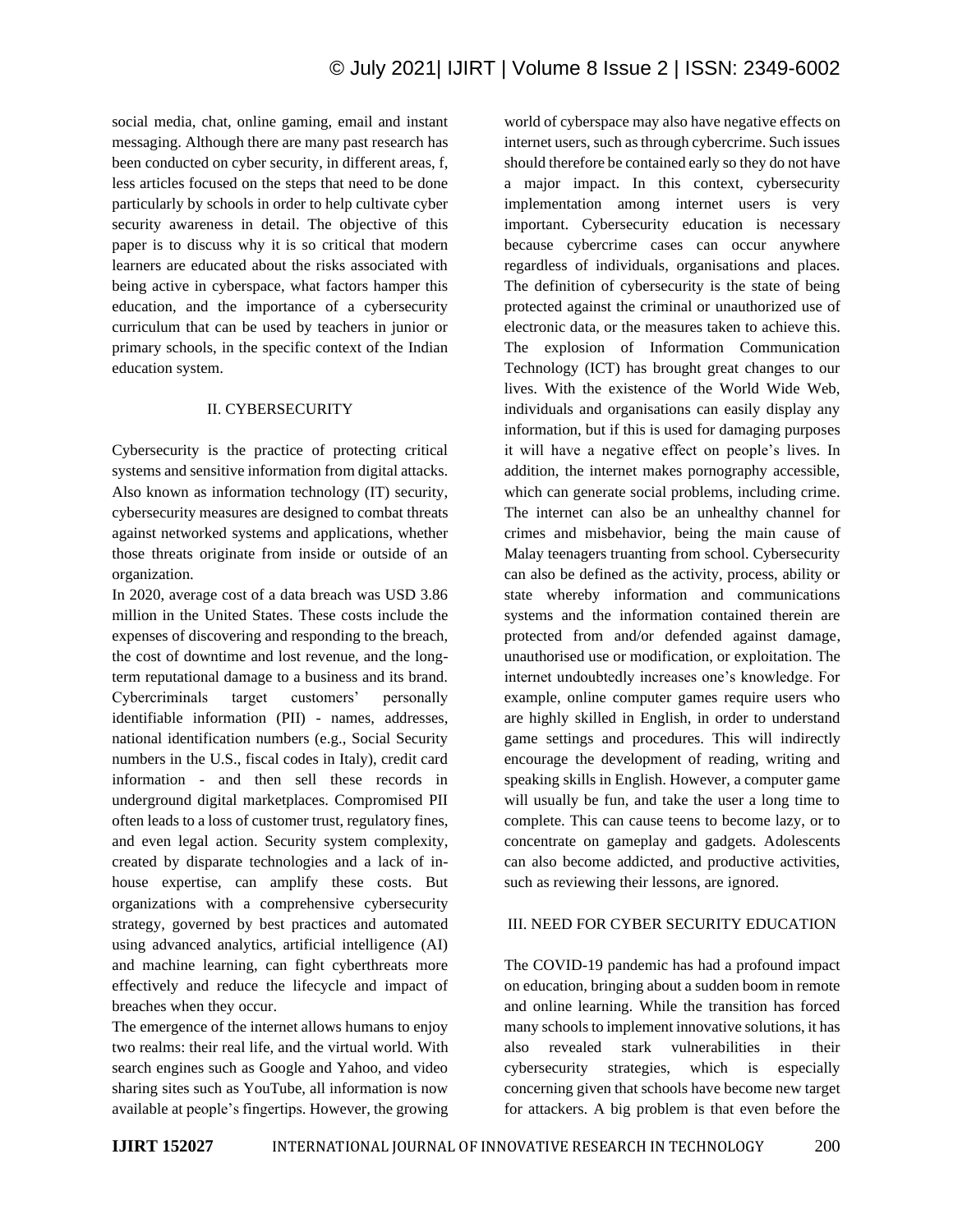social media, chat, online gaming, email and instant messaging. Although there are many past research has been conducted on cyber security, in different areas, f, less articles focused on the steps that need to be done particularly by schools in order to help cultivate cyber security awareness in detail. The objective of this paper is to discuss why it is so critical that modern learners are educated about the risks associated with being active in cyberspace, what factors hamper this education, and the importance of a cybersecurity curriculum that can be used by teachers in junior or primary schools, in the specific context of the Indian education system.

## II. CYBERSECURITY

Cybersecurity is the practice of protecting critical systems and sensitive information from digital attacks. Also known as information technology (IT) security, cybersecurity measures are designed to combat threats against networked systems and applications, whether those threats originate from inside or outside of an organization.

In 2020, average cost of a data breach was USD 3.86 million in the United States. These costs include the expenses of discovering and responding to the breach, the cost of downtime and lost revenue, and the long-term reputational damage to a business and its brand. Cybercriminals target customers' personally identifiable information (PII) - names, addresses, national identification numbers (e.g., Social Security numbers in the U.S., fiscal codes in Italy), credit card information - and then sell these records in underground digital marketplaces. Compromised PII often leads to a loss of customer trust, regulatory fines, and even legal action. Security system complexity, created by disparate technologies and a lack of in-house expertise, can amplify these costs. But organizations with a comprehensive cybersecurity strategy, governed by best practices and automated using advanced analytics, artificial intelligence (AI) and machine learning, can fight cyberthreats more effectively and reduce the lifecycle and impact of breaches when they occur.

The emergence of the internet allows humans to enjoy two realms: their real life, and the virtual world. With search engines such as Google and Yahoo, and video sharing sites such as YouTube, all information is now available at people's fingertips. However, the growing world of cyberspace may also have negative effects on internet users, such as through cybercrime. Such issues should therefore be contained early so they do not have a major impact. In this context, cybersecurity implementation among internet users is very important. Cybersecurity education is necessary because cybercrime cases can occur anywhere regardless of individuals, organisations and places. The definition of cybersecurity is the state of being protected against the criminal or unauthorized use of electronic data, or the measures taken to achieve this. The explosion of Information Communication Technology (ICT) has brought great changes to our lives. With the existence of the World Wide Web, individuals and organisations can easily display any information, but if this is used for damaging purposes it will have a negative effect on people's lives. In addition, the internet makes pornography accessible, which can generate social problems, including crime. The internet can also be an unhealthy channel for crimes and misbehavior, being the main cause of Malay teenagers truanting from school. Cybersecurity can also be defined as the activity, process, ability or state whereby information and communications systems and the information contained therein are protected from and/or defended against damage, unauthorised use or modification, or exploitation. The internet undoubtedly increases one's knowledge. For example, online computer games require users who are highly skilled in English, in order to understand game settings and procedures. This will indirectly encourage the development of reading, writing and speaking skills in English. However, a computer game will usually be fun, and take the user a long time to complete. This can cause teens to become lazy, or to concentrate on gameplay and gadgets. Adolescents can also become addicted, and productive activities, such as reviewing their lessons, are ignored.

## III. NEED FOR CYBER SECURITY EDUCATION

The COVID-19 pandemic has had a profound impact on education, bringing about a sudden boom in remote and online learning. While the transition has forced many schools to implement innovative solutions, it has also revealed stark vulnerabilities in their cybersecurity strategies, which is especially concerning given that schools have become new target for attackers. A big problem is that even before the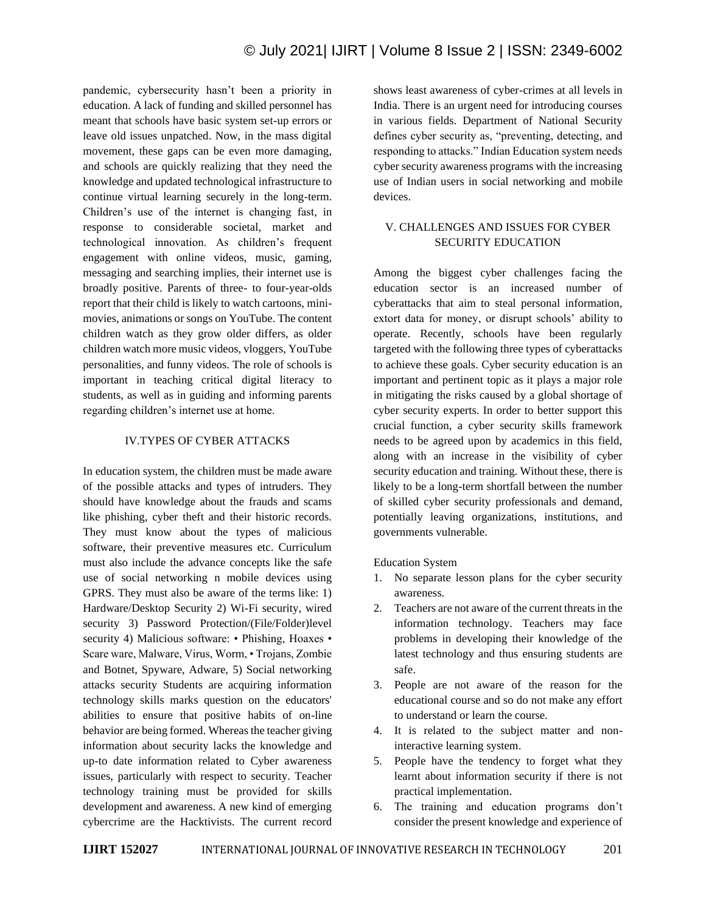pandemic, cybersecurity hasn't been a priority in education. A lack of funding and skilled personnel has meant that schools have basic system set-up errors or leave old issues unpatched. Now, in the mass digital movement, these gaps can be even more damaging, and schools are quickly realizing that they need the knowledge and updated technological infrastructure to continue virtual learning securely in the long-term. Children's use of the internet is changing fast, in response to considerable societal, market and technological innovation. As children's frequent engagement with online videos, music, gaming, messaging and searching implies, their internet use is broadly positive. Parents of three- to four-year-olds report that their child is likely to watch cartoons, mini-movies, animations or songs on YouTube. The content children watch as they grow older differs, as older children watch more music videos, vloggers, YouTube personalities, and funny videos. The role of schools is important in teaching critical digital literacy to students, as well as in guiding and informing parents regarding children's internet use at home.

## IV.TYPES OF CYBER ATTACKS

In education system, the children must be made aware of the possible attacks and types of intruders. They should have knowledge about the frauds and scams like phishing, cyber theft and their historic records. They must know about the types of malicious software, their preventive measures etc. Curriculum must also include the advance concepts like the safe use of social networking n mobile devices using GPRS. They must also be aware of the terms like: 1) Hardware/Desktop Security 2) Wi-Fi security, wired security 3) Password Protection/(File/Folder)level security 4) Malicious software: • Phishing, Hoaxes • Scare ware, Malware, Virus, Worm, • Trojans, Zombie and Botnet, Spyware, Adware, 5) Social networking attacks security Students are acquiring information technology skills marks question on the educators' abilities to ensure that positive habits of on-line behavior are being formed. Whereas the teacher giving information about security lacks the knowledge and up-to date information related to Cyber awareness issues, particularly with respect to security. Teacher technology training must be provided for skills development and awareness. A new kind of emerging cybercrime are the Hacktivists. The current record shows least awareness of cyber-crimes at all levels in India. There is an urgent need for introducing courses in various fields. Department of National Security defines cyber security as, "preventing, detecting, and responding to attacks." Indian Education system needs cyber security awareness programs with the increasing use of Indian users in social networking and mobile devices.

## V. CHALLENGES AND ISSUES FOR CYBER SECURITY EDUCATION

Among the biggest cyber challenges facing the education sector is an increased number of cyberattacks that aim to steal personal information, extort data for money, or disrupt schools' ability to operate. Recently, schools have been regularly targeted with the following three types of cyberattacks to achieve these goals. Cyber security education is an important and pertinent topic as it plays a major role in mitigating the risks caused by a global shortage of cyber security experts. In order to better support this crucial function, a cyber security skills framework needs to be agreed upon by academics in this field, along with an increase in the visibility of cyber security education and training. Without these, there is likely to be a long-term shortfall between the number of skilled cyber security professionals and demand, potentially leaving organizations, institutions, and governments vulnerable.

Education System

1. No separate lesson plans for the cyber security awareness.
2. Teachers are not aware of the current threats in the information technology. Teachers may face problems in developing their knowledge of the latest technology and thus ensuring students are safe.
3. People are not aware of the reason for the educational course and so do not make any effort to understand or learn the course.
4. It is related to the subject matter and non-interactive learning system.
5. People have the tendency to forget what they learnt about information security if there is not practical implementation.
6. The training and education programs don't consider the present knowledge and experience of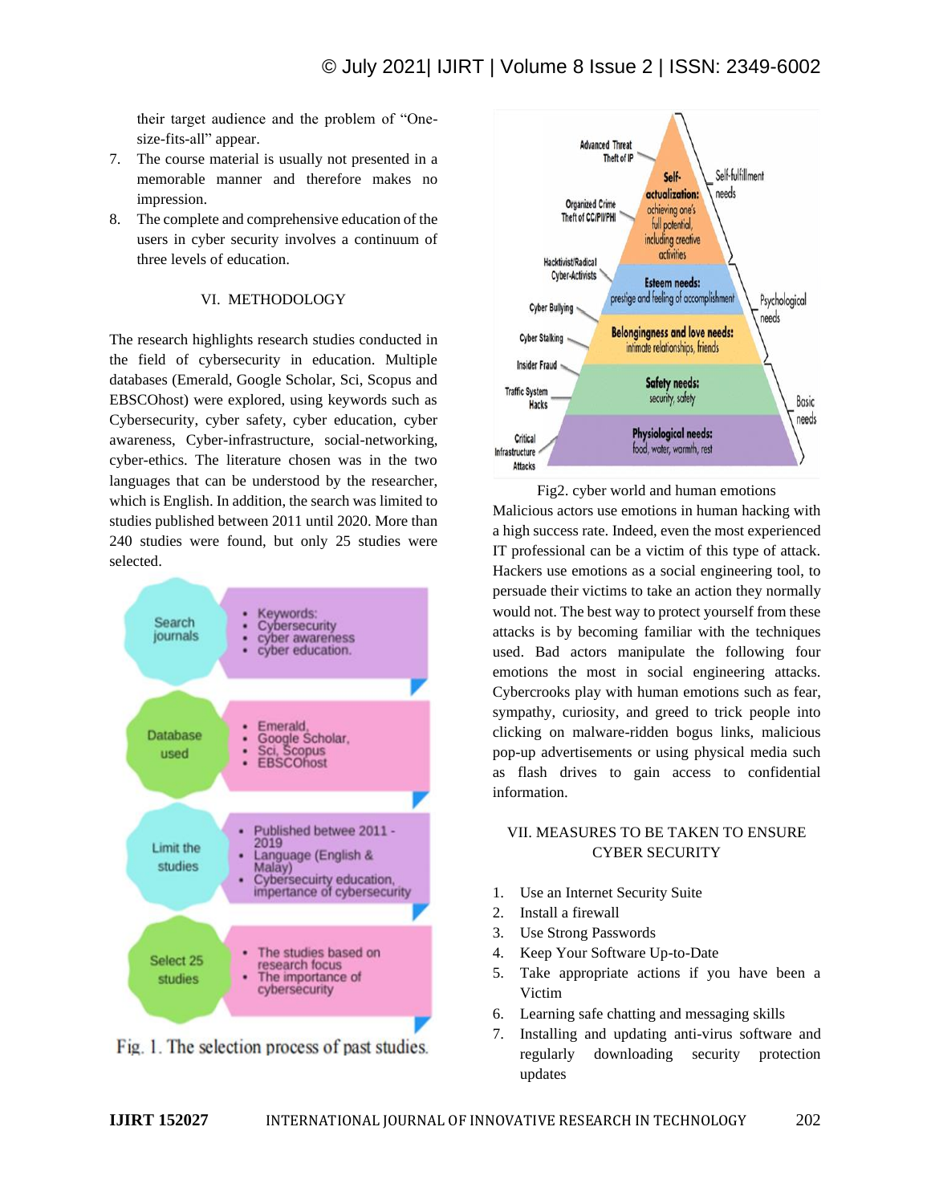their target audience and the problem of "One-size-fits-all" appear.

7. The course material is usually not presented in a memorable manner and therefore makes no impression.
8. The complete and comprehensive education of the users in cyber security involves a continuum of three levels of education.

## VI. METHODOLOGY

The research highlights research studies conducted in the field of cybersecurity in education. Multiple databases (Emerald, Google Scholar, Sci, Scopus and EBSCOhost) were explored, using keywords such as Cybersecurity, cyber safety, cyber education, cyber awareness, Cyber-infrastructure, social-networking, cyber-ethics. The literature chosen was in the two languages that can be understood by the researcher, which is English. In addition, the search was limited to studies published between 2011 until 2020. More than 240 studies were found, but only 25 studies were selected.

Fig. 1. The selection process of past studies.

Fig2. cyber world and human emotions

Malicious actors use emotions in human hacking with a high success rate. Indeed, even the most experienced IT professional can be a victim of this type of attack. Hackers use emotions as a social engineering tool, to persuade their victims to take an action they normally would not. The best way to protect yourself from these attacks is by becoming familiar with the techniques used. Bad actors manipulate the following four emotions the most in social engineering attacks. Cybercrooks play with human emotions such as fear, sympathy, curiosity, and greed to trick people into clicking on malware-ridden bogus links, malicious pop-up advertisements or using physical media such as flash drives to gain access to confidential information.

## VII. MEASURES TO BE TAKEN TO ENSURE CYBER SECURITY

1. Use an Internet Security Suite
2. Install a firewall
3. Use Strong Passwords
4. Keep Your Software Up-to-Date
5. Take appropriate actions if you have been a Victim
6. Learning safe chatting and messaging skills
7. Installing and updating anti-virus software and regularly downloading security protection updates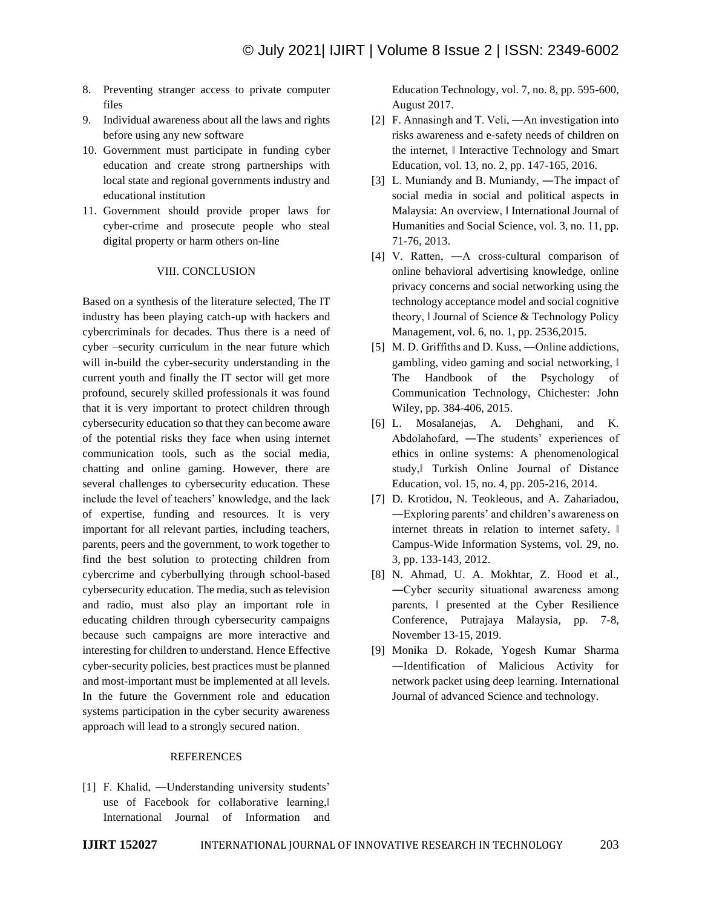8. Preventing stranger access to private computer files
9. Individual awareness about all the laws and rights before using any new software
10. Government must participate in funding cyber education and create strong partnerships with local state and regional governments industry and educational institution
11. Government should provide proper laws for cyber-crime and prosecute people who steal digital property or harm others on-line

## VIII. CONCLUSION

Based on a synthesis of the literature selected, The IT industry has been playing catch-up with hackers and cybercriminals for decades. Thus there is a need of cyber –security curriculum in the near future which will in-build the cyber-security understanding in the current youth and finally the IT sector will get more profound, securely skilled professionals it was found that it is very important to protect children through cybersecurity education so that they can become aware of the potential risks they face when using internet communication tools, such as the social media, chatting and online gaming. However, there are several challenges to cybersecurity education. These include the level of teachers' knowledge, and the lack of expertise, funding and resources. It is very important for all relevant parties, including teachers, parents, peers and the government, to work together to find the best solution to protecting children from cybercrime and cyberbullying through school-based cybersecurity education. The media, such as television and radio, must also play an important role in educating children through cybersecurity campaigns because such campaigns are more interactive and interesting for children to understand. Hence Effective cyber-security policies, best practices must be planned and most-important must be implemented at all levels. In the future the Government role and education systems participation in the cyber security awareness approach will lead to a strongly secured nation.

## REFERENCES

[1] F. Khalid, ―Understanding university students' use of Facebook for collaborative learning,‖ International Journal of Information and Education Technology, vol. 7, no. 8, pp. 595-600, August 2017.

[2] F. Annasingh and T. Veli, ―An investigation into risks awareness and e-safety needs of children on the internet, ‖ Interactive Technology and Smart Education, vol. 13, no. 2, pp. 147-165, 2016.

[3] L. Muniandy and B. Muniandy, ―The impact of social media in social and political aspects in Malaysia: An overview, ‖ International Journal of Humanities and Social Science, vol. 3, no. 11, pp. 71-76, 2013.

[4] V. Ratten, ―A cross-cultural comparison of online behavioral advertising knowledge, online privacy concerns and social networking using the technology acceptance model and social cognitive theory, ‖ Journal of Science & Technology Policy Management, vol. 6, no. 1, pp. 2536,2015.

[5] M. D. Griffiths and D. Kuss, ―Online addictions, gambling, video gaming and social networking, ‖ The Handbook of the Psychology of Communication Technology, Chichester: John Wiley, pp. 384-406, 2015.

[6] L. Mosalanejas, A. Dehghani, and K. Abdolahofard, ―The students' experiences of ethics in online systems: A phenomenological study,‖ Turkish Online Journal of Distance Education, vol. 15, no. 4, pp. 205-216, 2014.

[7] D. Krotidou, N. Teokleous, and A. Zahariadou, ―Exploring parents' and children's awareness on internet threats in relation to internet safety, ‖ Campus-Wide Information Systems, vol. 29, no. 3, pp. 133-143, 2012.

[8] N. Ahmad, U. A. Mokhtar, Z. Hood et al., ―Cyber security situational awareness among parents, ‖ presented at the Cyber Resilience Conference, Putrajaya Malaysia, pp. 7-8, November 13-15, 2019.

[9] Monika D. Rokade, Yogesh Kumar Sharma ―Identification of Malicious Activity for network packet using deep learning. International Journal of advanced Science and technology.